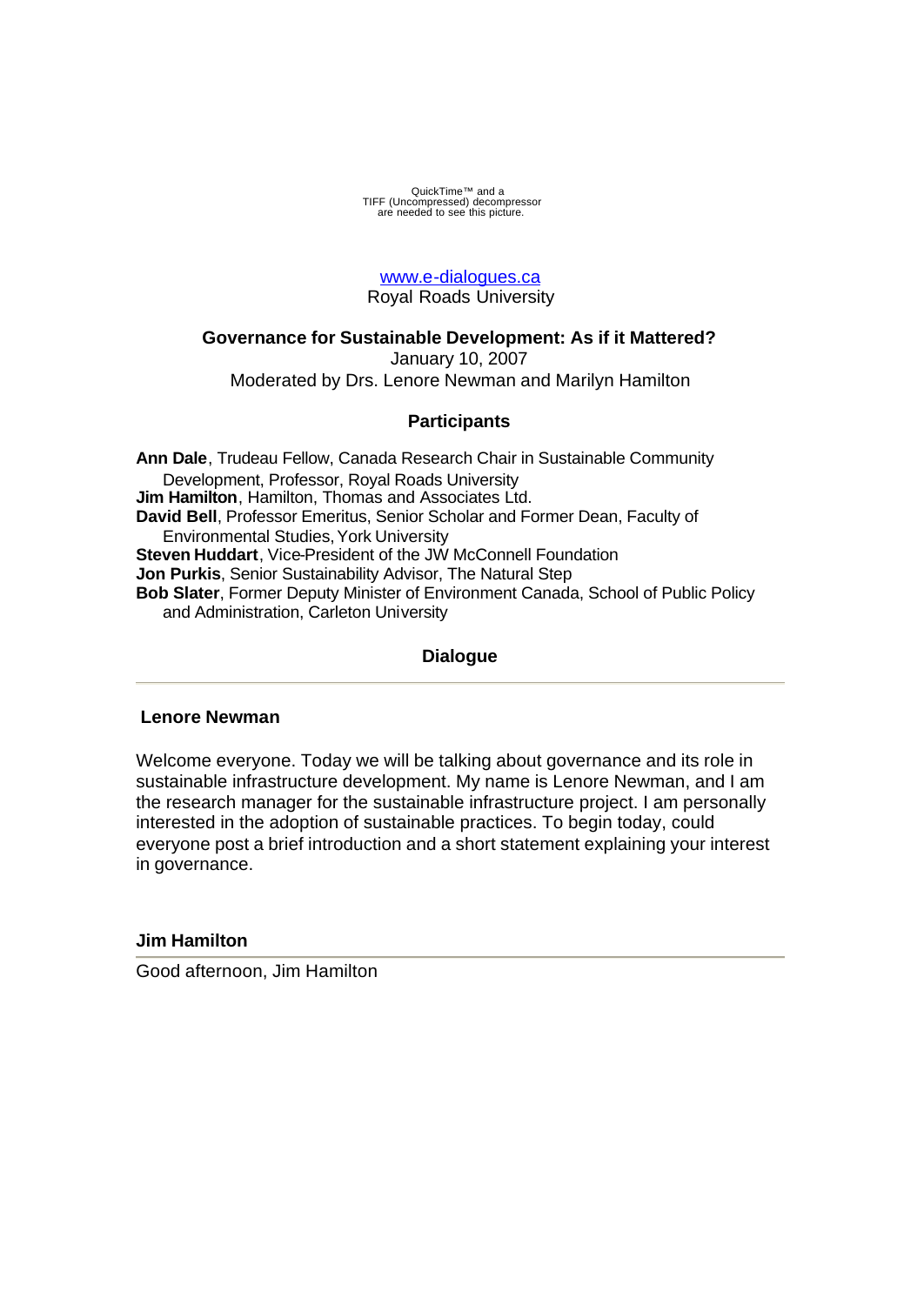QuickTime™ and a
TIFF (Uncompressed) decompressor
are needed to see this picture.

www.e-dialogues.ca
Royal Roads University

# Governance for Sustainable Development: As if it Mattered?

January 10, 2007
Moderated by Drs. Lenore Newman and Marilyn Hamilton

## Participants

**Ann Dale**, Trudeau Fellow, Canada Research Chair in Sustainable Community Development, Professor, Royal Roads University
**Jim Hamilton**, Hamilton, Thomas and Associates Ltd.
**David Bell**, Professor Emeritus, Senior Scholar and Former Dean, Faculty of Environmental Studies, York University
**Steven Huddart**, Vice-President of the JW McConnell Foundation
**Jon Purkis**, Senior Sustainability Advisor, The Natural Step
**Bob Slater**, Former Deputy Minister of Environment Canada, School of Public Policy and Administration, Carleton University

## Dialogue

---

### Lenore Newman

Welcome everyone. Today we will be talking about governance and its role in sustainable infrastructure development. My name is Lenore Newman, and I am the research manager for the sustainable infrastructure project. I am personally interested in the adoption of sustainable practices. To begin today, could everyone post a brief introduction and a short statement explaining your interest in governance.

### Jim Hamilton

---

Good afternoon, Jim Hamilton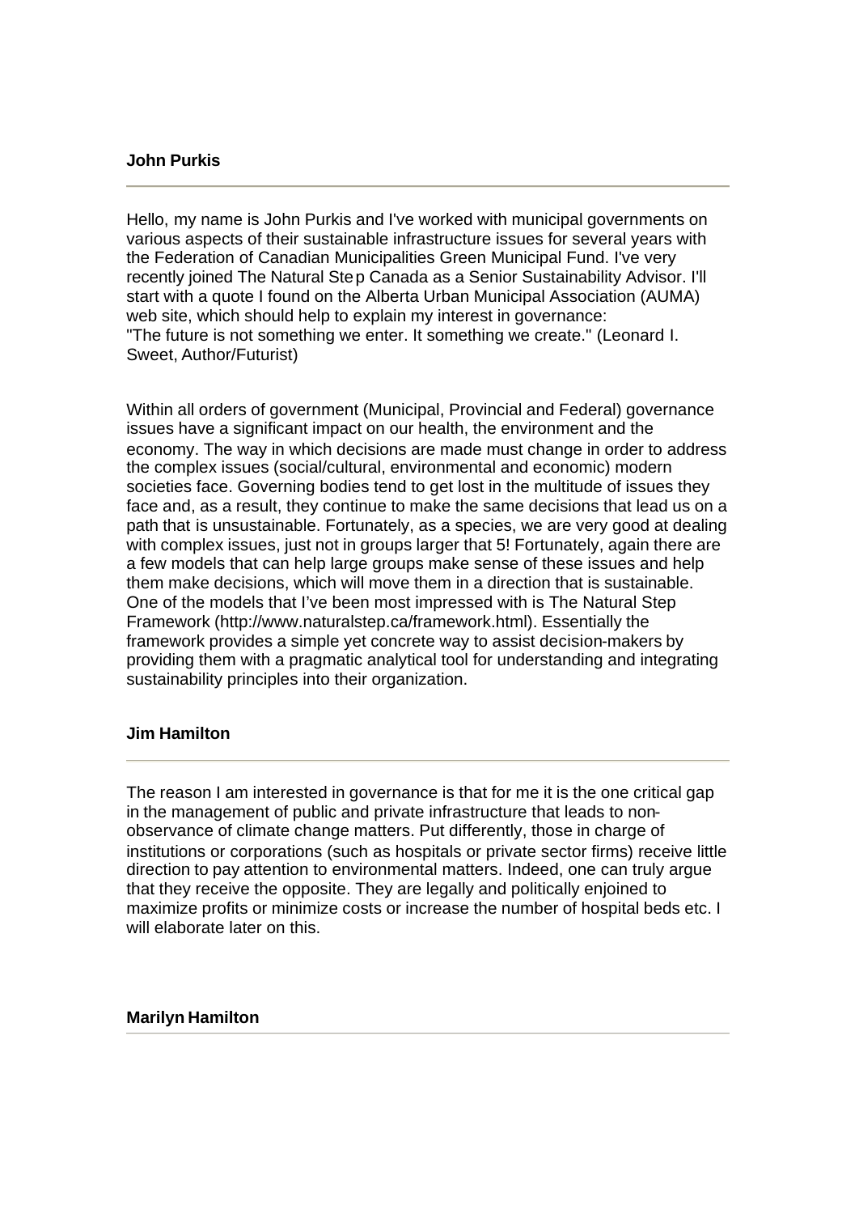**John Purkis**

---

Hello, my name is John Purkis and I've worked with municipal governments on various aspects of their sustainable infrastructure issues for several years with the Federation of Canadian Municipalities Green Municipal Fund. I've very recently joined The Natural Step Canada as a Senior Sustainability Advisor. I'll start with a quote I found on the Alberta Urban Municipal Association (AUMA) web site, which should help to explain my interest in governance:
"The future is not something we enter. It something we create." (Leonard I. Sweet, Author/Futurist)

Within all orders of government (Municipal, Provincial and Federal) governance issues have a significant impact on our health, the environment and the economy. The way in which decisions are made must change in order to address the complex issues (social/cultural, environmental and economic) modern societies face. Governing bodies tend to get lost in the multitude of issues they face and, as a result, they continue to make the same decisions that lead us on a path that is unsustainable. Fortunately, as a species, we are very good at dealing with complex issues, just not in groups larger that 5! Fortunately, again there are a few models that can help large groups make sense of these issues and help them make decisions, which will move them in a direction that is sustainable. One of the models that I've been most impressed with is The Natural Step Framework (http://www.naturalstep.ca/framework.html). Essentially the framework provides a simple yet concrete way to assist decision-makers by providing them with a pragmatic analytical tool for understanding and integrating sustainability principles into their organization.

**Jim Hamilton**

---

The reason I am interested in governance is that for me it is the one critical gap in the management of public and private infrastructure that leads to non-observance of climate change matters. Put differently, those in charge of institutions or corporations (such as hospitals or private sector firms) receive little direction to pay attention to environmental matters. Indeed, one can truly argue that they receive the opposite. They are legally and politically enjoined to maximize profits or minimize costs or increase the number of hospital beds etc. I will elaborate later on this.

**Marilyn Hamilton**

---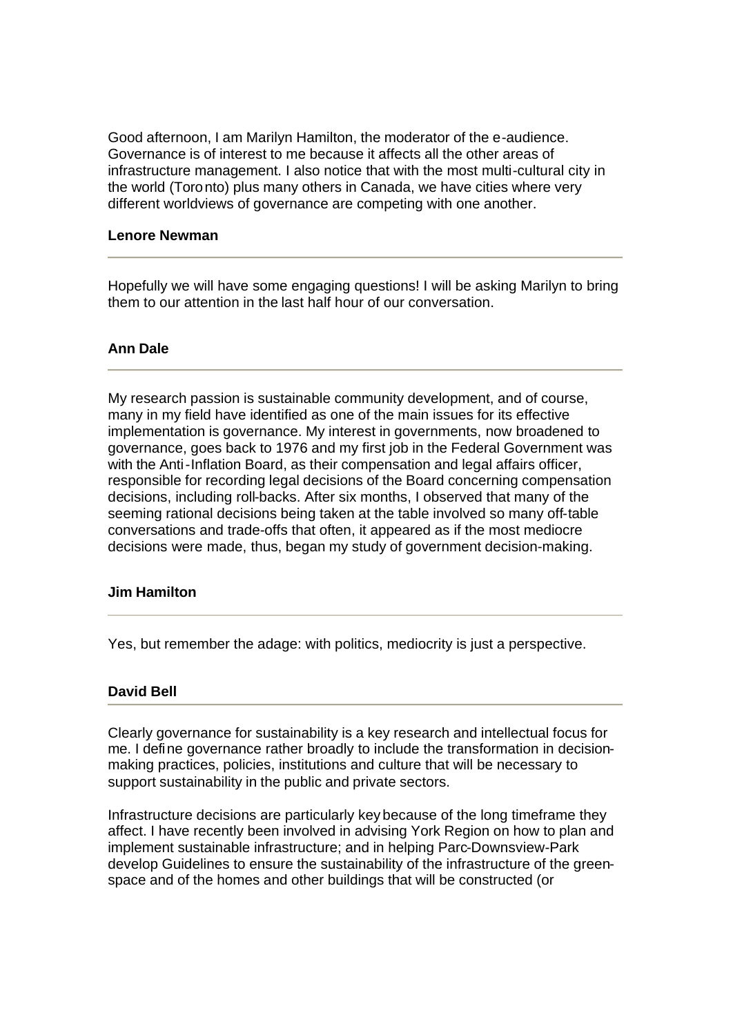Good afternoon, I am Marilyn Hamilton, the moderator of the e-audience. Governance is of interest to me because it affects all the other areas of infrastructure management. I also notice that with the most multi-cultural city in the world (Toronto) plus many others in Canada, we have cities where very different worldviews of governance are competing with one another.

**Lenore Newman**

---

Hopefully we will have some engaging questions! I will be asking Marilyn to bring them to our attention in the last half hour of our conversation.

**Ann Dale**

---

My research passion is sustainable community development, and of course, many in my field have identified as one of the main issues for its effective implementation is governance. My interest in governments, now broadened to governance, goes back to 1976 and my first job in the Federal Government was with the Anti-Inflation Board, as their compensation and legal affairs officer, responsible for recording legal decisions of the Board concerning compensation decisions, including roll-backs. After six months, I observed that many of the seeming rational decisions being taken at the table involved so many off-table conversations and trade-offs that often, it appeared as if the most mediocre decisions were made, thus, began my study of government decision-making.

**Jim Hamilton**

---

Yes, but remember the adage: with politics, mediocrity is just a perspective.

**David Bell**

---

Clearly governance for sustainability is a key research and intellectual focus for me. I define governance rather broadly to include the transformation in decision-making practices, policies, institutions and culture that will be necessary to support sustainability in the public and private sectors.

Infrastructure decisions are particularly key because of the long timeframe they affect. I have recently been involved in advising York Region on how to plan and implement sustainable infrastructure; and in helping Parc-Downsview-Park develop Guidelines to ensure the sustainability of the infrastructure of the green-space and of the homes and other buildings that will be constructed (or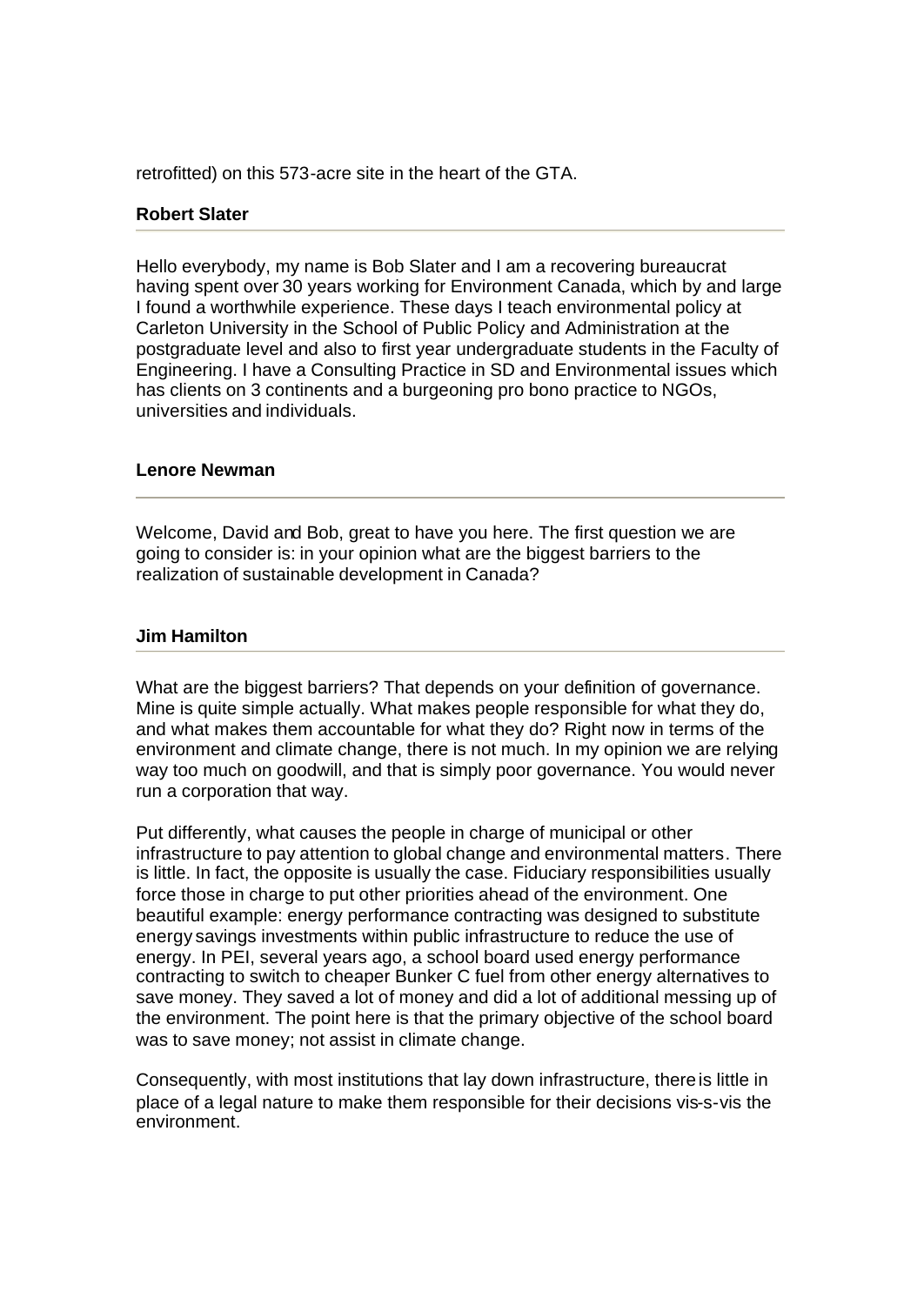retrofitted) on this 573-acre site in the heart of the GTA.

**Robert Slater**

Hello everybody, my name is Bob Slater and I am a recovering bureaucrat having spent over 30 years working for Environment Canada, which by and large I found a worthwhile experience. These days I teach environmental policy at Carleton University in the School of Public Policy and Administration at the postgraduate level and also to first year undergraduate students in the Faculty of Engineering. I have a Consulting Practice in SD and Environmental issues which has clients on 3 continents and a burgeoning pro bono practice to NGOs, universities and individuals.

**Lenore Newman**

Welcome, David and Bob, great to have you here. The first question we are going to consider is: in your opinion what are the biggest barriers to the realization of sustainable development in Canada?

**Jim Hamilton**

What are the biggest barriers? That depends on your definition of governance. Mine is quite simple actually. What makes people responsible for what they do, and what makes them accountable for what they do? Right now in terms of the environment and climate change, there is not much. In my opinion we are relying way too much on goodwill, and that is simply poor governance. You would never run a corporation that way.

Put differently, what causes the people in charge of municipal or other infrastructure to pay attention to global change and environmental matters. There is little. In fact, the opposite is usually the case. Fiduciary responsibilities usually force those in charge to put other priorities ahead of the environment. One beautiful example: energy performance contracting was designed to substitute energy savings investments within public infrastructure to reduce the use of energy. In PEI, several years ago, a school board used energy performance contracting to switch to cheaper Bunker C fuel from other energy alternatives to save money. They saved a lot of money and did a lot of additional messing up of the environment. The point here is that the primary objective of the school board was to save money; not assist in climate change.

Consequently, with most institutions that lay down infrastructure, there is little in place of a legal nature to make them responsible for their decisions vis-s-vis the environment.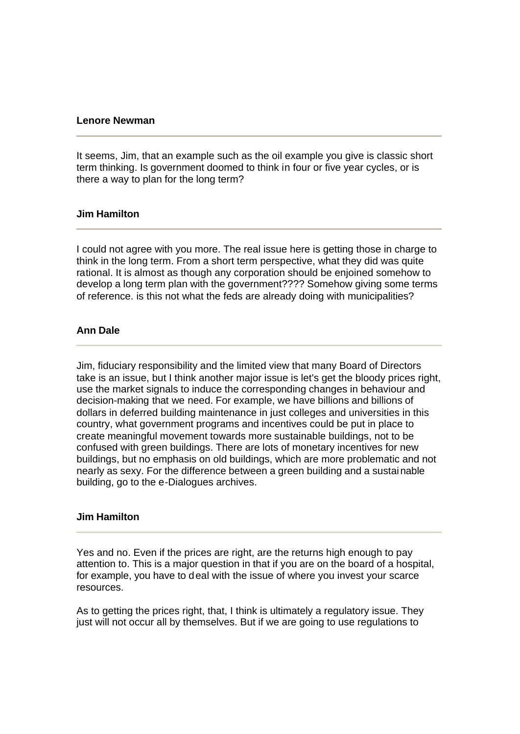**Lenore Newman**

---

It seems, Jim, that an example such as the oil example you give is classic short term thinking. Is government doomed to think in four or five year cycles, or is there a way to plan for the long term?

**Jim Hamilton**

---

I could not agree with you more. The real issue here is getting those in charge to think in the long term. From a short term perspective, what they did was quite rational. It is almost as though any corporation should be enjoined somehow to develop a long term plan with the government???? Somehow giving some terms of reference. is this not what the feds are already doing with municipalities?

**Ann Dale**

---

Jim, fiduciary responsibility and the limited view that many Board of Directors take is an issue, but I think another major issue is let's get the bloody prices right, use the market signals to induce the corresponding changes in behaviour and decision-making that we need. For example, we have billions and billions of dollars in deferred building maintenance in just colleges and universities in this country, what government programs and incentives could be put in place to create meaningful movement towards more sustainable buildings, not to be confused with green buildings. There are lots of monetary incentives for new buildings, but no emphasis on old buildings, which are more problematic and not nearly as sexy. For the difference between a green building and a sustainable building, go to the e-Dialogues archives.

**Jim Hamilton**

---

Yes and no. Even if the prices are right, are the returns high enough to pay attention to. This is a major question in that if you are on the board of a hospital, for example, you have to deal with the issue of where you invest your scarce resources.

As to getting the prices right, that, I think is ultimately a regulatory issue. They just will not occur all by themselves. But if we are going to use regulations to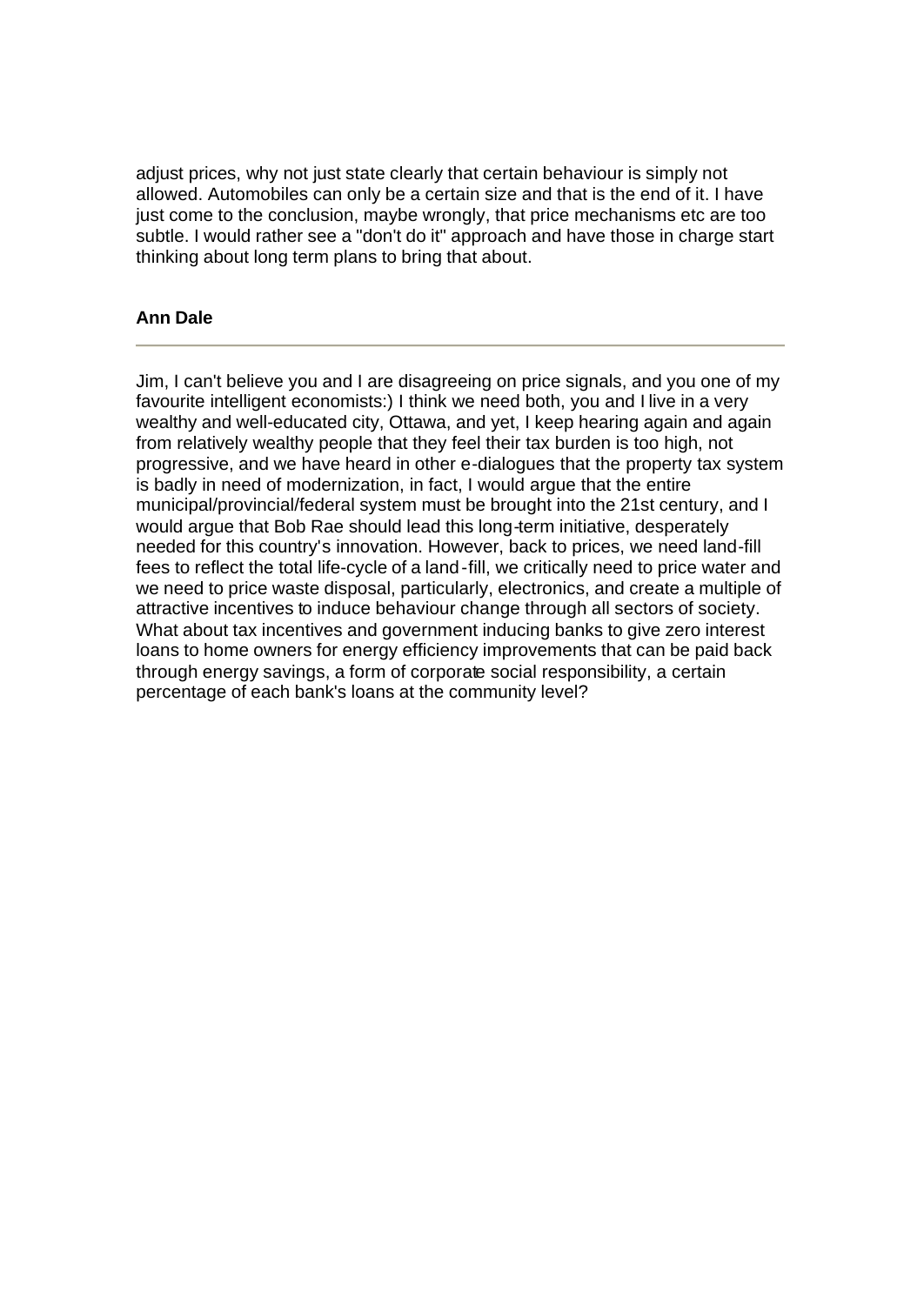adjust prices, why not just state clearly that certain behaviour is simply not allowed. Automobiles can only be a certain size and that is the end of it. I have just come to the conclusion, maybe wrongly, that price mechanisms etc are too subtle. I would rather see a "don't do it" approach and have those in charge start thinking about long term plans to bring that about.

**Ann Dale**

---

Jim, I can't believe you and I are disagreeing on price signals, and you one of my favourite intelligent economists:) I think we need both, you and I live in a very wealthy and well-educated city, Ottawa, and yet, I keep hearing again and again from relatively wealthy people that they feel their tax burden is too high, not progressive, and we have heard in other e-dialogues that the property tax system is badly in need of modernization, in fact, I would argue that the entire municipal/provincial/federal system must be brought into the 21st century, and I would argue that Bob Rae should lead this long-term initiative, desperately needed for this country's innovation. However, back to prices, we need land-fill fees to reflect the total life-cycle of a land-fill, we critically need to price water and we need to price waste disposal, particularly, electronics, and create a multiple of attractive incentives to induce behaviour change through all sectors of society. What about tax incentives and government inducing banks to give zero interest loans to home owners for energy efficiency improvements that can be paid back through energy savings, a form of corporate social responsibility, a certain percentage of each bank's loans at the community level?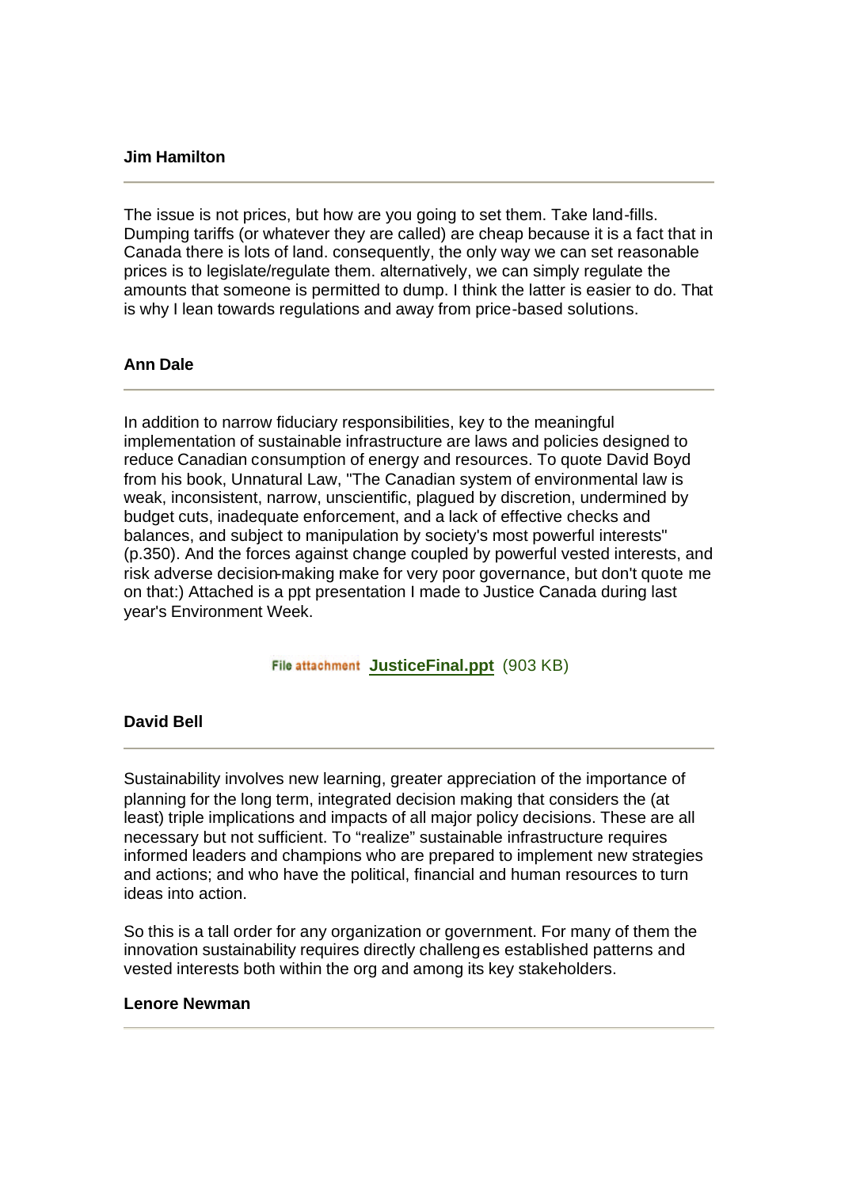**Jim Hamilton**

---

The issue is not prices, but how are you going to set them. Take land-fills. Dumping tariffs (or whatever they are called) are cheap because it is a fact that in Canada there is lots of land. consequently, the only way we can set reasonable prices is to legislate/regulate them. alternatively, we can simply regulate the amounts that someone is permitted to dump. I think the latter is easier to do. That is why I lean towards regulations and away from price-based solutions.

**Ann Dale**

---

In addition to narrow fiduciary responsibilities, key to the meaningful implementation of sustainable infrastructure are laws and policies designed to reduce Canadian consumption of energy and resources. To quote David Boyd from his book, Unnatural Law, "The Canadian system of environmental law is weak, inconsistent, narrow, unscientific, plagued by discretion, undermined by budget cuts, inadequate enforcement, and a lack of effective checks and balances, and subject to manipulation by society's most powerful interests" (p.350). And the forces against change coupled by powerful vested interests, and risk adverse decision-making make for very poor governance, but don't quote me on that:) Attached is a ppt presentation I made to Justice Canada during last year's Environment Week.

File attachment **JusticeFinal.ppt** (903 KB)

**David Bell**

---

Sustainability involves new learning, greater appreciation of the importance of planning for the long term, integrated decision making that considers the (at least) triple implications and impacts of all major policy decisions. These are all necessary but not sufficient. To "realize" sustainable infrastructure requires informed leaders and champions who are prepared to implement new strategies and actions; and who have the political, financial and human resources to turn ideas into action.

So this is a tall order for any organization or government. For many of them the innovation sustainability requires directly challenges established patterns and vested interests both within the org and among its key stakeholders.

**Lenore Newman**

---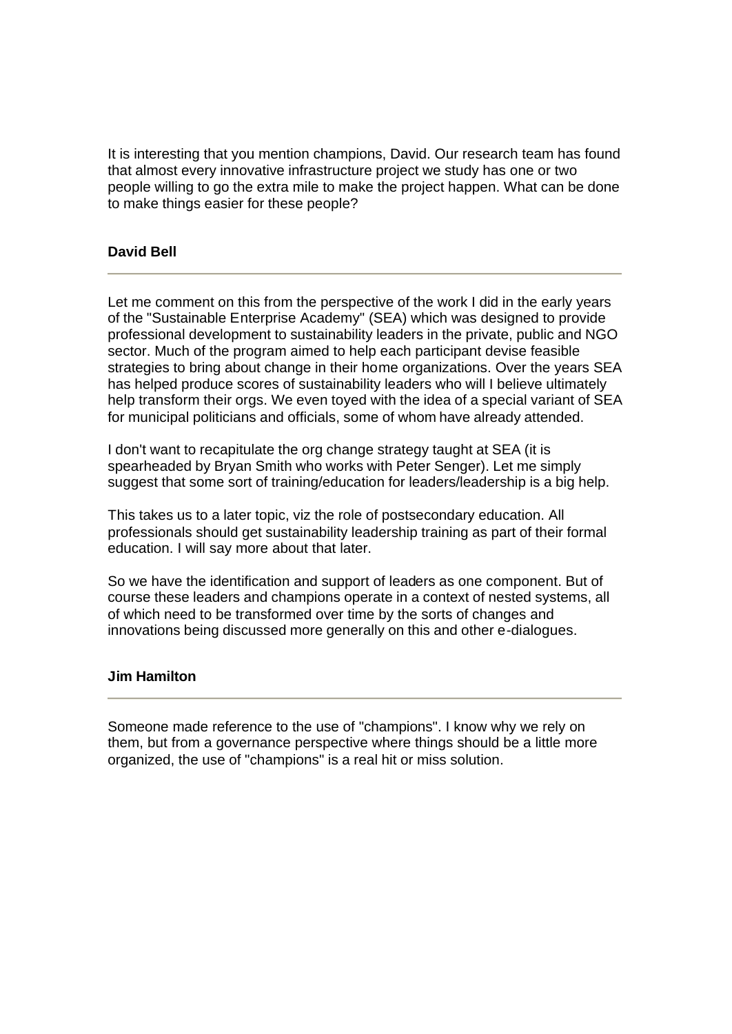It is interesting that you mention champions, David. Our research team has found that almost every innovative infrastructure project we study has one or two people willing to go the extra mile to make the project happen. What can be done to make things easier for these people?

**David Bell**

---

Let me comment on this from the perspective of the work I did in the early years of the "Sustainable Enterprise Academy" (SEA) which was designed to provide professional development to sustainability leaders in the private, public and NGO sector. Much of the program aimed to help each participant devise feasible strategies to bring about change in their home organizations. Over the years SEA has helped produce scores of sustainability leaders who will I believe ultimately help transform their orgs. We even toyed with the idea of a special variant of SEA for municipal politicians and officials, some of whom have already attended.

I don't want to recapitulate the org change strategy taught at SEA (it is spearheaded by Bryan Smith who works with Peter Senger). Let me simply suggest that some sort of training/education for leaders/leadership is a big help.

This takes us to a later topic, viz the role of postsecondary education. All professionals should get sustainability leadership training as part of their formal education. I will say more about that later.

So we have the identification and support of leaders as one component. But of course these leaders and champions operate in a context of nested systems, all of which need to be transformed over time by the sorts of changes and innovations being discussed more generally on this and other e-dialogues.

**Jim Hamilton**

---

Someone made reference to the use of "champions". I know why we rely on them, but from a governance perspective where things should be a little more organized, the use of "champions" is a real hit or miss solution.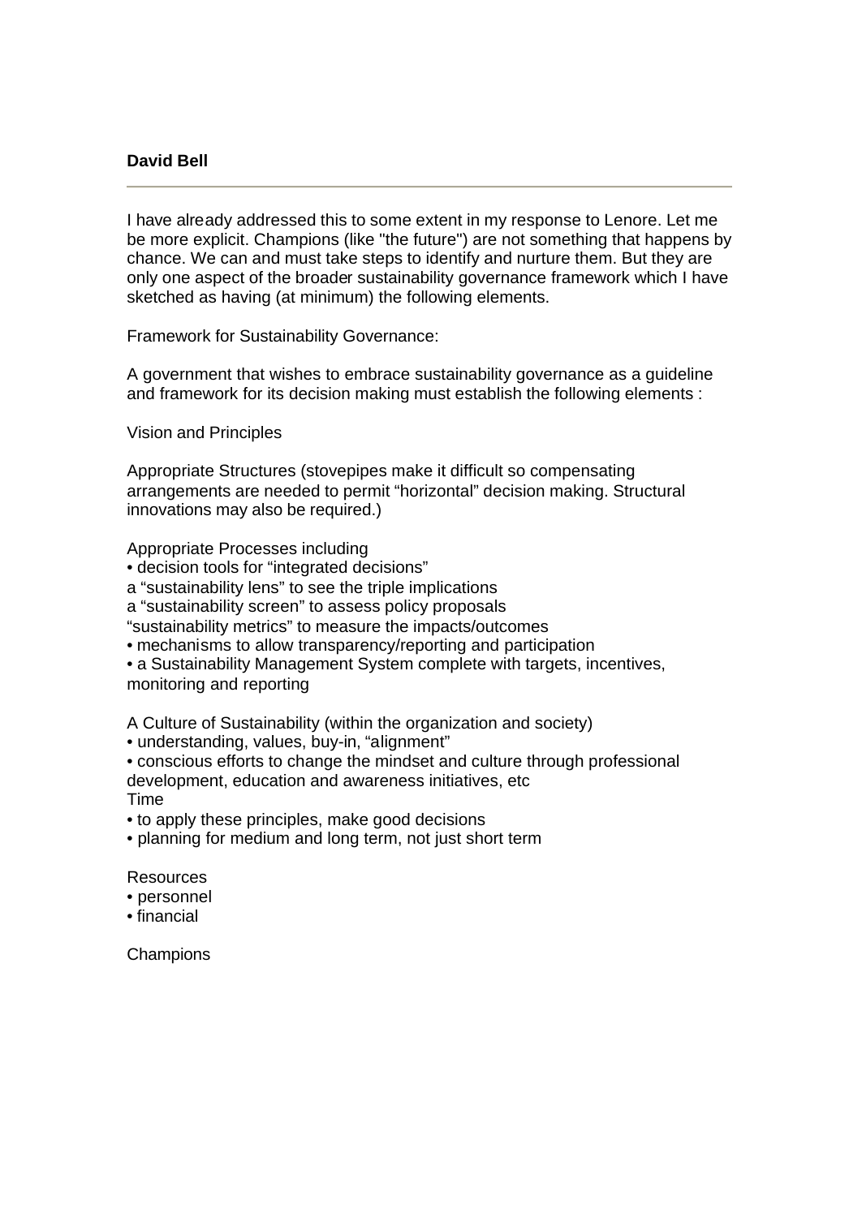**David Bell**

---

I have already addressed this to some extent in my response to Lenore. Let me be more explicit. Champions (like "the future") are not something that happens by chance. We can and must take steps to identify and nurture them. But they are only one aspect of the broader sustainability governance framework which I have sketched as having (at minimum) the following elements.

Framework for Sustainability Governance:

A government that wishes to embrace sustainability governance as a guideline and framework for its decision making must establish the following elements :

Vision and Principles

Appropriate Structures (stovepipes make it difficult so compensating arrangements are needed to permit “horizontal” decision making. Structural innovations may also be required.)

Appropriate Processes including
• decision tools for “integrated decisions”
a “sustainability lens” to see the triple implications
a “sustainability screen” to assess policy proposals
“sustainability metrics” to measure the impacts/outcomes
• mechanisms to allow transparency/reporting and participation
• a Sustainability Management System complete with targets, incentives, monitoring and reporting

A Culture of Sustainability (within the organization and society)
• understanding, values, buy-in, “alignment”
• conscious efforts to change the mindset and culture through professional development, education and awareness initiatives, etc
Time
• to apply these principles, make good decisions
• planning for medium and long term, not just short term

Resources
• personnel
• financial

Champions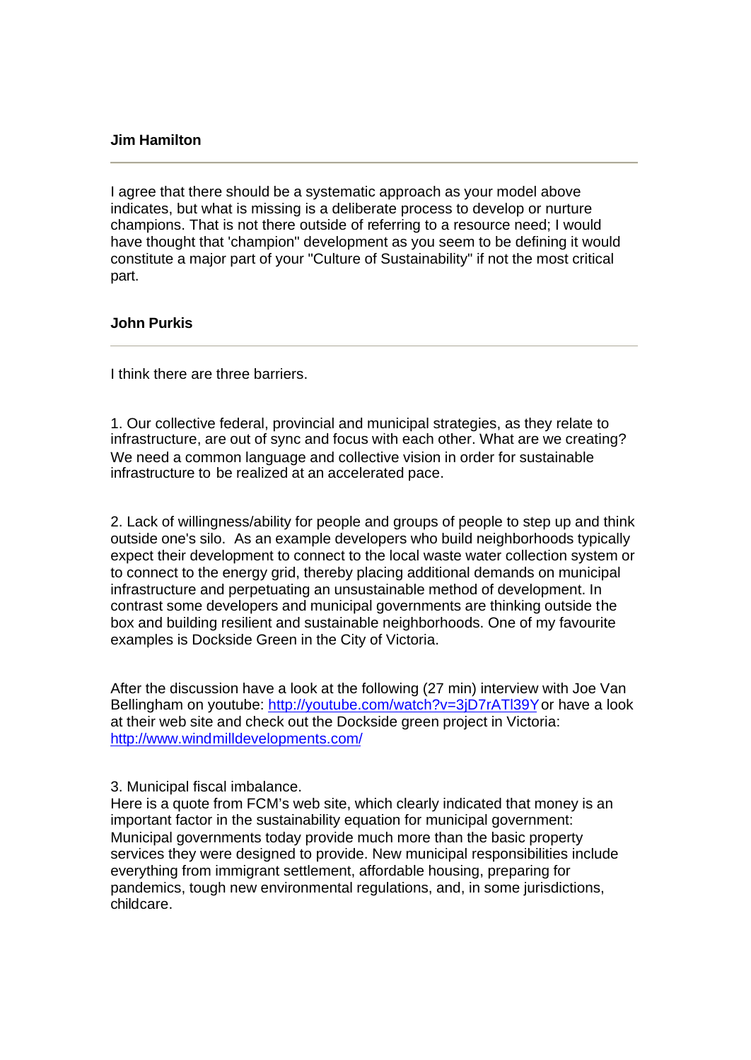**Jim Hamilton**

---

I agree that there should be a systematic approach as your model above indicates, but what is missing is a deliberate process to develop or nurture champions. That is not there outside of referring to a resource need; I would have thought that 'champion" development as you seem to be defining it would constitute a major part of your "Culture of Sustainability" if not the most critical part.

**John Purkis**

---

I think there are three barriers.

1. Our collective federal, provincial and municipal strategies, as they relate to infrastructure, are out of sync and focus with each other. What are we creating? We need a common language and collective vision in order for sustainable infrastructure to be realized at an accelerated pace.

2. Lack of willingness/ability for people and groups of people to step up and think outside one's silo. As an example developers who build neighborhoods typically expect their development to connect to the local waste water collection system or to connect to the energy grid, thereby placing additional demands on municipal infrastructure and perpetuating an unsustainable method of development. In contrast some developers and municipal governments are thinking outside the box and building resilient and sustainable neighborhoods. One of my favourite examples is Dockside Green in the City of Victoria.

After the discussion have a look at the following (27 min) interview with Joe Van Bellingham on youtube: http://youtube.com/watch?v=3jD7rATl39Y or have a look at their web site and check out the Dockside green project in Victoria: http://www.windmilldevelopments.com/

3. Municipal fiscal imbalance.
Here is a quote from FCM's web site, which clearly indicated that money is an important factor in the sustainability equation for municipal government: Municipal governments today provide much more than the basic property services they were designed to provide. New municipal responsibilities include everything from immigrant settlement, affordable housing, preparing for pandemics, tough new environmental regulations, and, in some jurisdictions, childcare.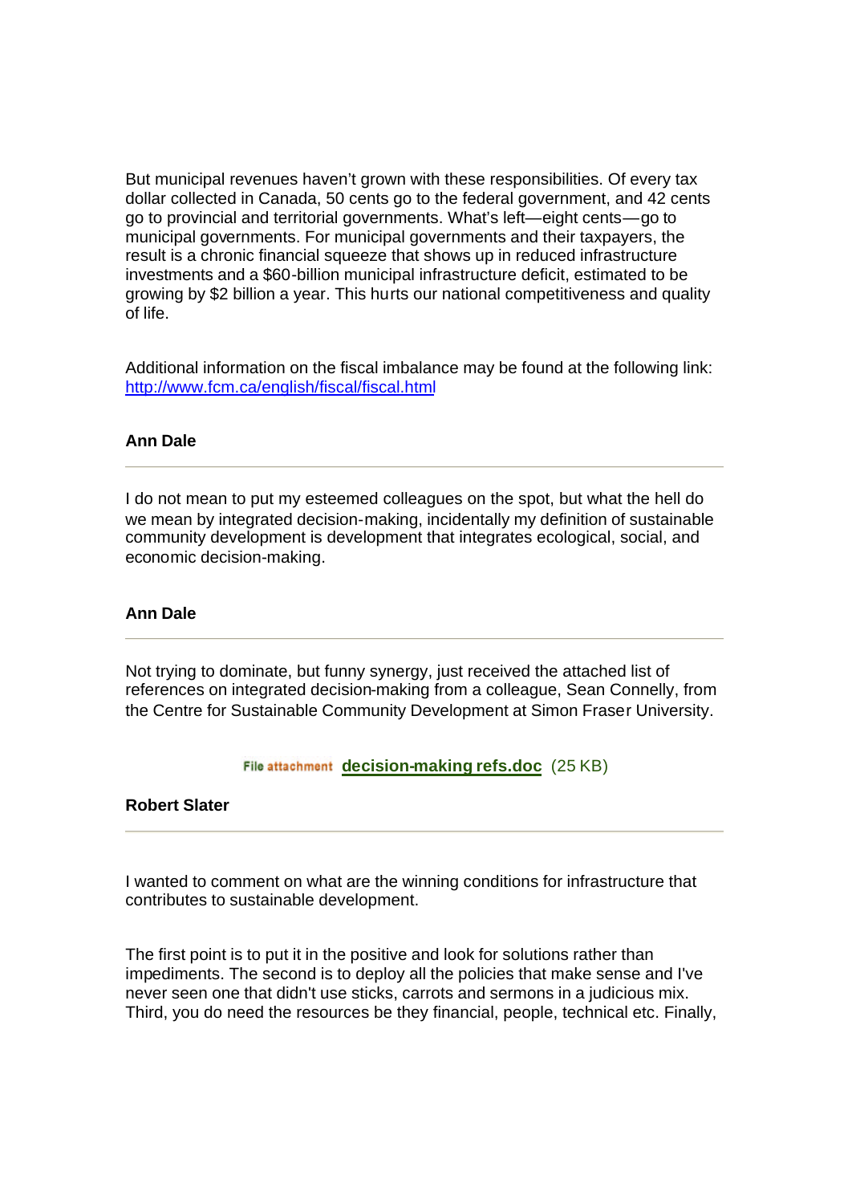But municipal revenues haven't grown with these responsibilities. Of every tax dollar collected in Canada, 50 cents go to the federal government, and 42 cents go to provincial and territorial governments. What's left—eight cents—go to municipal governments. For municipal governments and their taxpayers, the result is a chronic financial squeeze that shows up in reduced infrastructure investments and a $60-billion municipal infrastructure deficit, estimated to be growing by $2 billion a year. This hurts our national competitiveness and quality of life.

Additional information on the fiscal imbalance may be found at the following link: [http://www.fcm.ca/english/fiscal/fiscal.html](http://www.fcm.ca/english/fiscal/fiscal.html)

**Ann Dale**

---

I do not mean to put my esteemed colleagues on the spot, but what the hell do we mean by integrated decision-making, incidentally my definition of sustainable community development is development that integrates ecological, social, and economic decision-making.

**Ann Dale**

---

Not trying to dominate, but funny synergy, just received the attached list of references on integrated decision-making from a colleague, Sean Connelly, from the Centre for Sustainable Community Development at Simon Fraser University.

File attachment **decision-making refs.doc** (25 KB)

**Robert Slater**

---

I wanted to comment on what are the winning conditions for infrastructure that contributes to sustainable development.

The first point is to put it in the positive and look for solutions rather than impediments. The second is to deploy all the policies that make sense and I've never seen one that didn't use sticks, carrots and sermons in a judicious mix. Third, you do need the resources be they financial, people, technical etc. Finally,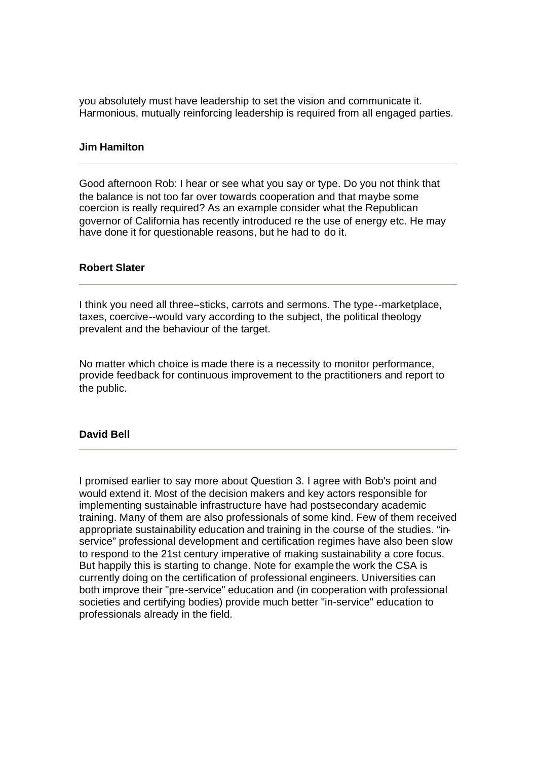you absolutely must have leadership to set the vision and communicate it. Harmonious, mutually reinforcing leadership is required from all engaged parties.

**Jim Hamilton**

---

Good afternoon Rob: I hear or see what you say or type. Do you not think that the balance is not too far over towards cooperation and that maybe some coercion is really required? As an example consider what the Republican governor of California has recently introduced re the use of energy etc. He may have done it for questionable reasons, but he had to do it.

**Robert Slater**

---

I think you need all three–sticks, carrots and sermons. The type--marketplace, taxes, coercive--would vary according to the subject, the political theology prevalent and the behaviour of the target.

No matter which choice is made there is a necessity to monitor performance, provide feedback for continuous improvement to the practitioners and report to the public.

**David Bell**

---

I promised earlier to say more about Question 3. I agree with Bob's point and would extend it. Most of the decision makers and key actors responsible for implementing sustainable infrastructure have had postsecondary academic training. Many of them are also professionals of some kind. Few of them received appropriate sustainability education and training in the course of the studies. "in-service" professional development and certification regimes have also been slow to respond to the 21st century imperative of making sustainability a core focus. But happily this is starting to change. Note for example the work the CSA is currently doing on the certification of professional engineers. Universities can both improve their "pre-service" education and (in cooperation with professional societies and certifying bodies) provide much better "in-service" education to professionals already in the field.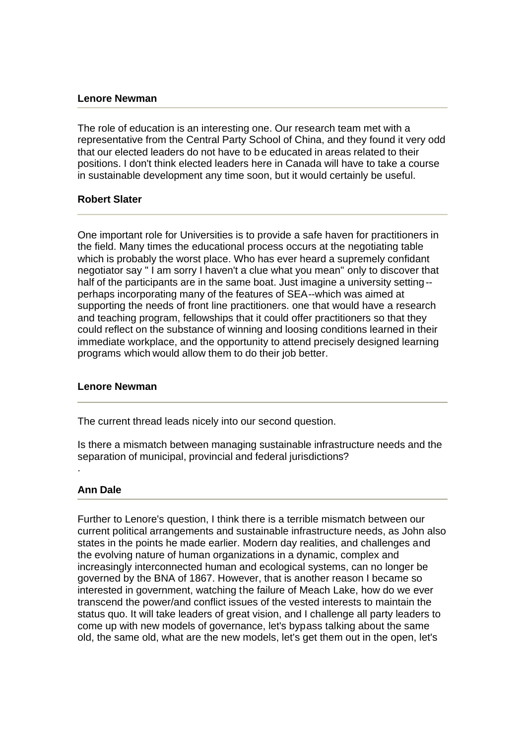**Lenore Newman**

The role of education is an interesting one. Our research team met with a representative from the Central Party School of China, and they found it very odd that our elected leaders do not have to be educated in areas related to their positions. I don't think elected leaders here in Canada will have to take a course in sustainable development any time soon, but it would certainly be useful.

**Robert Slater**

One important role for Universities is to provide a safe haven for practitioners in the field. Many times the educational process occurs at the negotiating table which is probably the worst place. Who has ever heard a supremely confidant negotiator say " I am sorry I haven't a clue what you mean" only to discover that half of the participants are in the same boat. Just imagine a university setting--perhaps incorporating many of the features of SEA--which was aimed at supporting the needs of front line practitioners. one that would have a research and teaching program, fellowships that it could offer practitioners so that they could reflect on the substance of winning and loosing conditions learned in their immediate workplace, and the opportunity to attend precisely designed learning programs which would allow them to do their job better.

**Lenore Newman**

The current thread leads nicely into our second question.

Is there a mismatch between managing sustainable infrastructure needs and the separation of municipal, provincial and federal jurisdictions?

.

**Ann Dale**

Further to Lenore's question, I think there is a terrible mismatch between our current political arrangements and sustainable infrastructure needs, as John also states in the points he made earlier. Modern day realities, and challenges and the evolving nature of human organizations in a dynamic, complex and increasingly interconnected human and ecological systems, can no longer be governed by the BNA of 1867. However, that is another reason I became so interested in government, watching the failure of Meach Lake, how do we ever transcend the power/and conflict issues of the vested interests to maintain the status quo. It will take leaders of great vision, and I challenge all party leaders to come up with new models of governance, let's bypass talking about the same old, the same old, what are the new models, let's get them out in the open, let's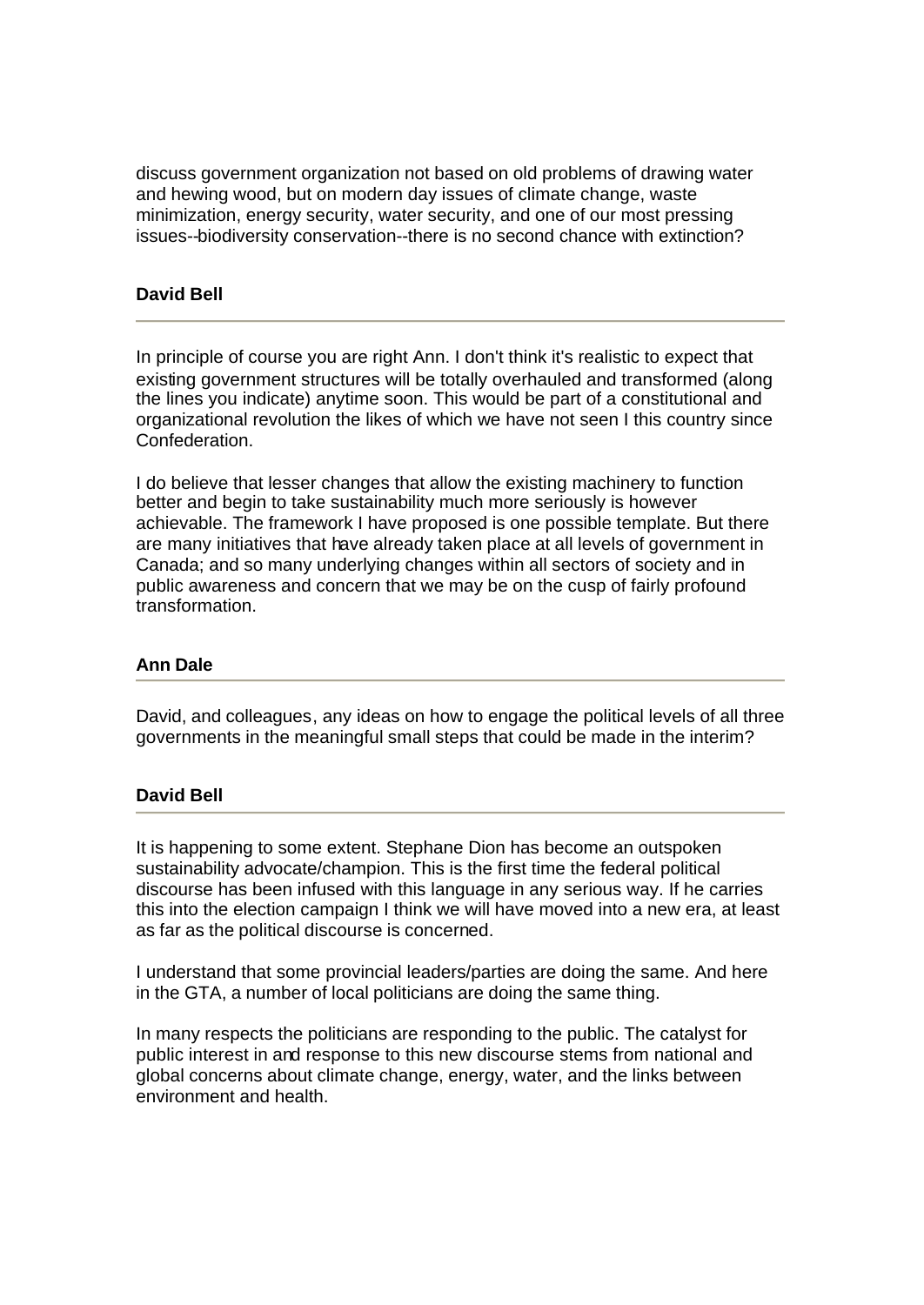discuss government organization not based on old problems of drawing water and hewing wood, but on modern day issues of climate change, waste minimization, energy security, water security, and one of our most pressing issues--biodiversity conservation--there is no second chance with extinction?

**David Bell**

---

In principle of course you are right Ann. I don't think it's realistic to expect that existing government structures will be totally overhauled and transformed (along the lines you indicate) anytime soon. This would be part of a constitutional and organizational revolution the likes of which we have not seen I this country since Confederation.

I do believe that lesser changes that allow the existing machinery to function better and begin to take sustainability much more seriously is however achievable. The framework I have proposed is one possible template. But there are many initiatives that have already taken place at all levels of government in Canada; and so many underlying changes within all sectors of society and in public awareness and concern that we may be on the cusp of fairly profound transformation.

**Ann Dale**

---

David, and colleagues, any ideas on how to engage the political levels of all three governments in the meaningful small steps that could be made in the interim?

**David Bell**

---

It is happening to some extent. Stephane Dion has become an outspoken sustainability advocate/champion. This is the first time the federal political discourse has been infused with this language in any serious way. If he carries this into the election campaign I think we will have moved into a new era, at least as far as the political discourse is concerned.

I understand that some provincial leaders/parties are doing the same. And here in the GTA, a number of local politicians are doing the same thing.

In many respects the politicians are responding to the public. The catalyst for public interest in and response to this new discourse stems from national and global concerns about climate change, energy, water, and the links between environment and health.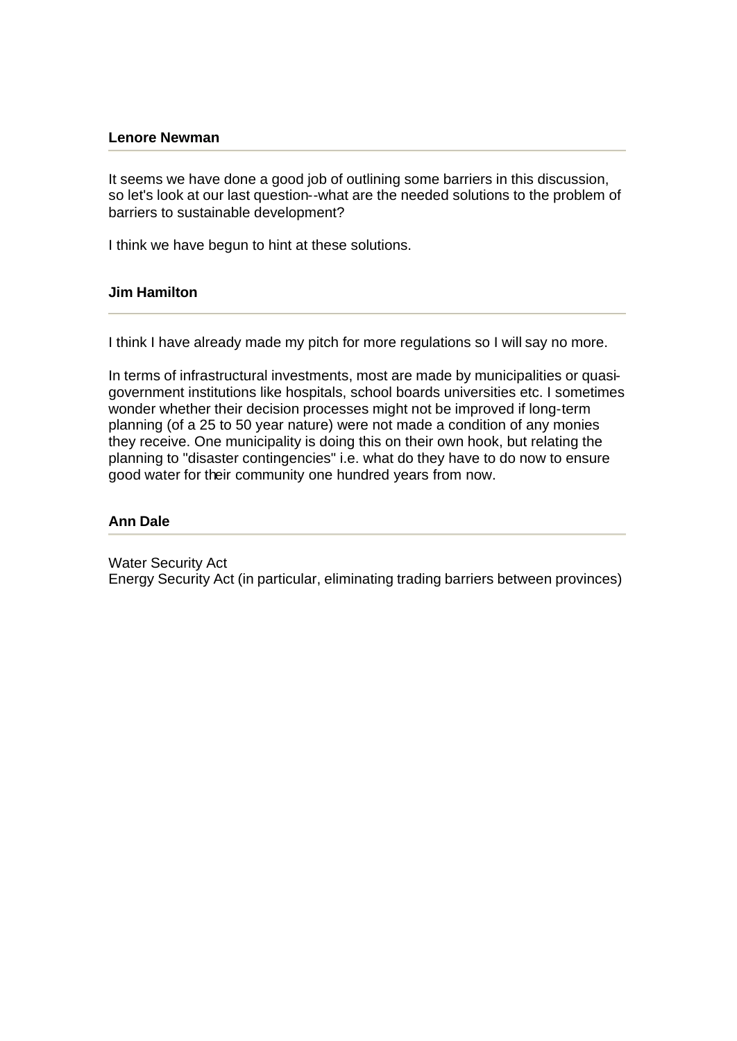**Lenore Newman**

---

It seems we have done a good job of outlining some barriers in this discussion, so let's look at our last question--what are the needed solutions to the problem of barriers to sustainable development?

I think we have begun to hint at these solutions.

**Jim Hamilton**

---

I think I have already made my pitch for more regulations so I will say no more.

In terms of infrastructural investments, most are made by municipalities or quasi-government institutions like hospitals, school boards universities etc. I sometimes wonder whether their decision processes might not be improved if long-term planning (of a 25 to 50 year nature) were not made a condition of any monies they receive. One municipality is doing this on their own hook, but relating the planning to "disaster contingencies" i.e. what do they have to do now to ensure good water for their community one hundred years from now.

**Ann Dale**

---

Water Security Act
Energy Security Act (in particular, eliminating trading barriers between provinces)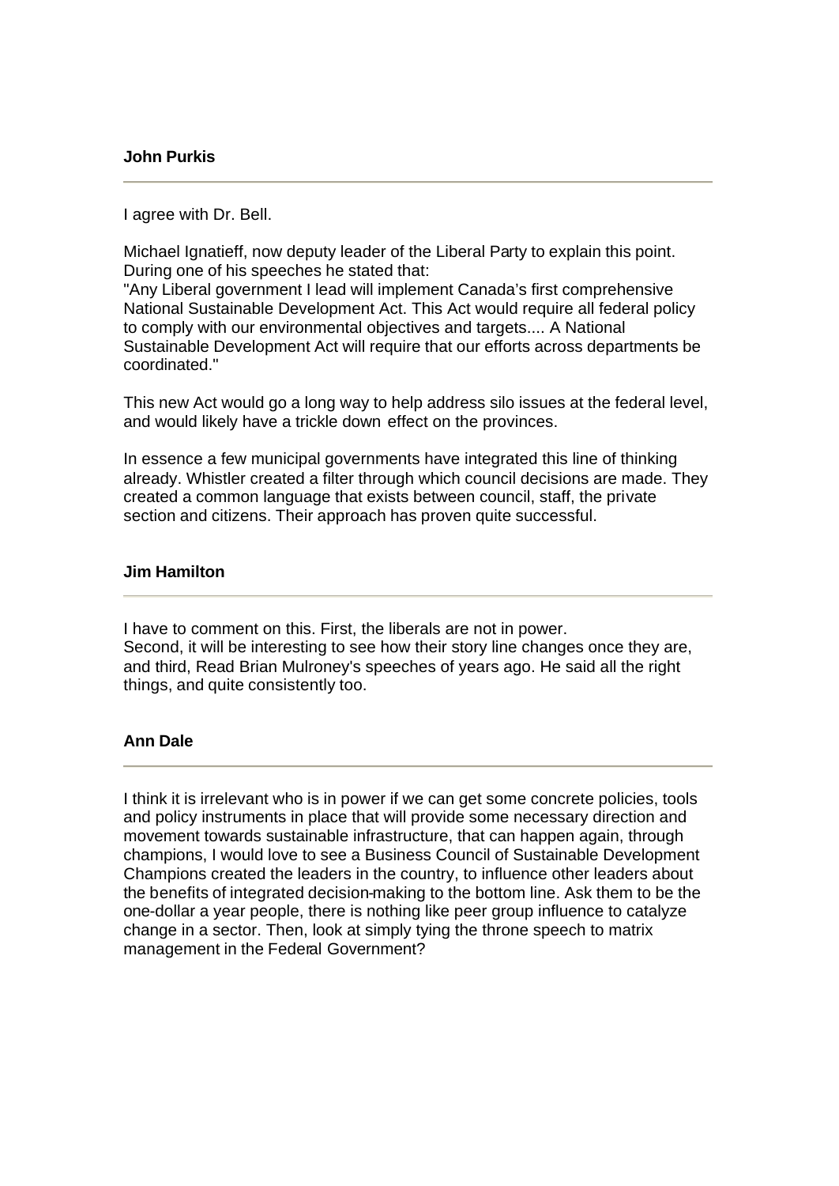**John Purkis**

---

I agree with Dr. Bell.

Michael Ignatieff, now deputy leader of the Liberal Party to explain this point. During one of his speeches he stated that:
"Any Liberal government I lead will implement Canada's first comprehensive National Sustainable Development Act. This Act would require all federal policy to comply with our environmental objectives and targets.... A National Sustainable Development Act will require that our efforts across departments be coordinated."

This new Act would go a long way to help address silo issues at the federal level, and would likely have a trickle down effect on the provinces.

In essence a few municipal governments have integrated this line of thinking already. Whistler created a filter through which council decisions are made. They created a common language that exists between council, staff, the private section and citizens. Their approach has proven quite successful.

**Jim Hamilton**

---

I have to comment on this. First, the liberals are not in power.
Second, it will be interesting to see how their story line changes once they are, and third, Read Brian Mulroney's speeches of years ago. He said all the right things, and quite consistently too.

**Ann Dale**

---

I think it is irrelevant who is in power if we can get some concrete policies, tools and policy instruments in place that will provide some necessary direction and movement towards sustainable infrastructure, that can happen again, through champions, I would love to see a Business Council of Sustainable Development Champions created the leaders in the country, to influence other leaders about the benefits of integrated decision-making to the bottom line. Ask them to be the one-dollar a year people, there is nothing like peer group influence to catalyze change in a sector. Then, look at simply tying the throne speech to matrix management in the Federal Government?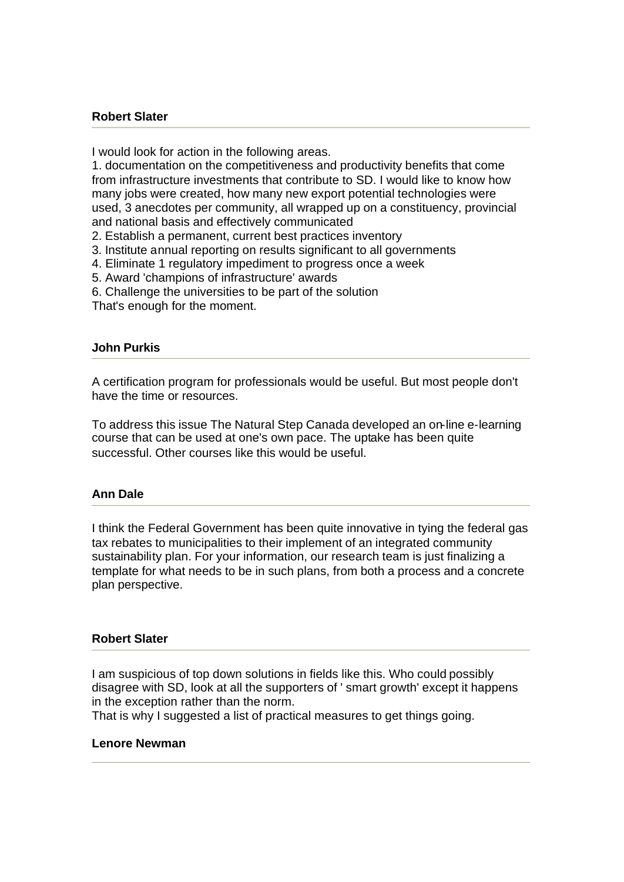**Robert Slater**

---

I would look for action in the following areas.
1. documentation on the competitiveness and productivity benefits that come from infrastructure investments that contribute to SD. I would like to know how many jobs were created, how many new export potential technologies were used, 3 anecdotes per community, all wrapped up on a constituency, provincial and national basis and effectively communicated
2. Establish a permanent, current best practices inventory
3. Institute annual reporting on results significant to all governments
4. Eliminate 1 regulatory impediment to progress once a week
5. Award 'champions of infrastructure' awards
6. Challenge the universities to be part of the solution
That's enough for the moment.

**John Purkis**

---

A certification program for professionals would be useful. But most people don't have the time or resources.

To address this issue The Natural Step Canada developed an on-line e-learning course that can be used at one's own pace. The uptake has been quite successful. Other courses like this would be useful.

**Ann Dale**

---

I think the Federal Government has been quite innovative in tying the federal gas tax rebates to municipalities to their implement of an integrated community sustainability plan. For your information, our research team is just finalizing a template for what needs to be in such plans, from both a process and a concrete plan perspective.

**Robert Slater**

---

I am suspicious of top down solutions in fields like this. Who could possibly disagree with SD, look at all the supporters of ' smart growth' except it happens in the exception rather than the norm.
That is why I suggested a list of practical measures to get things going.

**Lenore Newman**

---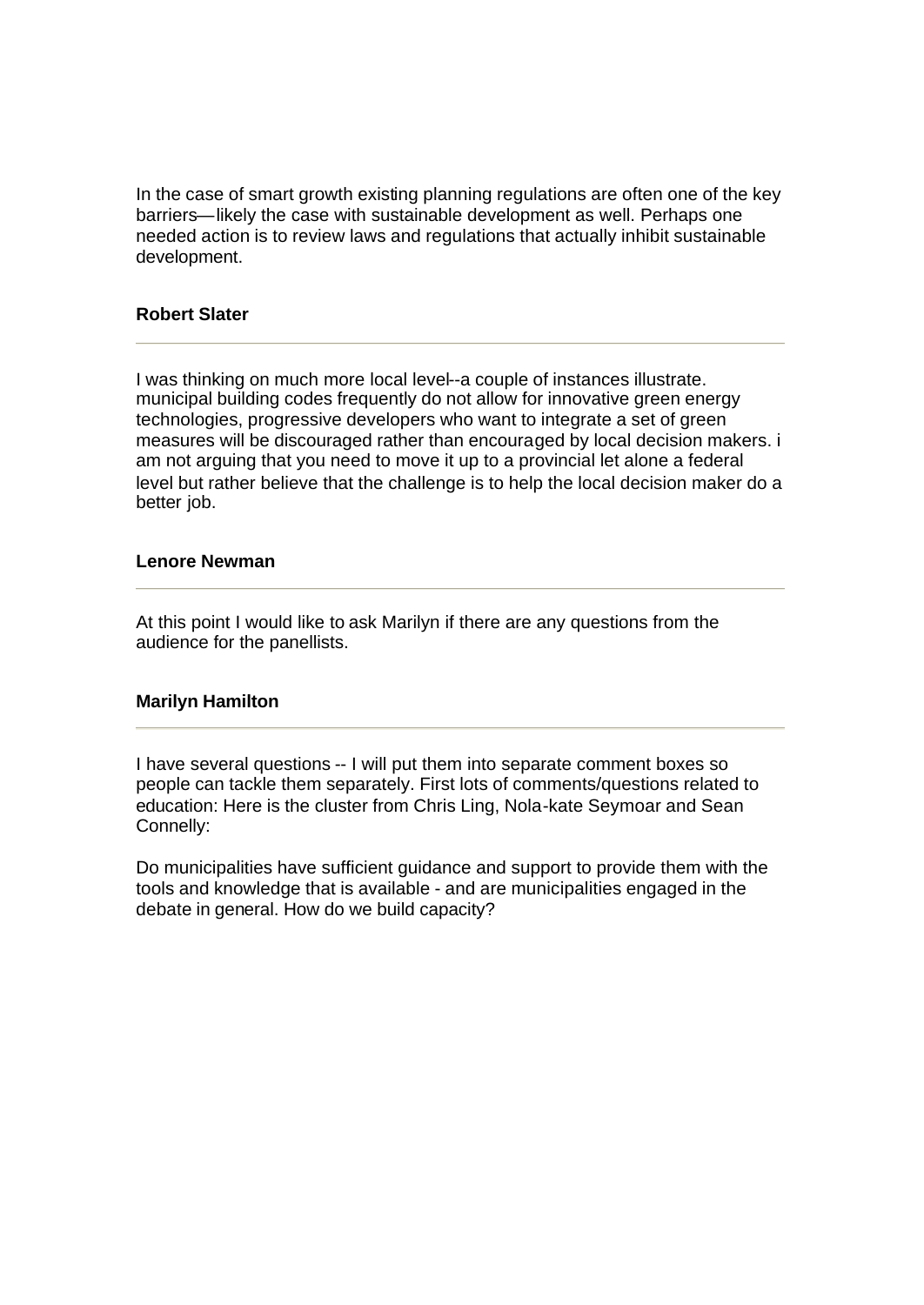In the case of smart growth existing planning regulations are often one of the key barriers—likely the case with sustainable development as well. Perhaps one needed action is to review laws and regulations that actually inhibit sustainable development.

**Robert Slater**

---

I was thinking on much more local level--a couple of instances illustrate. municipal building codes frequently do not allow for innovative green energy technologies, progressive developers who want to integrate a set of green measures will be discouraged rather than encouraged by local decision makers. i am not arguing that you need to move it up to a provincial let alone a federal level but rather believe that the challenge is to help the local decision maker do a better job.

**Lenore Newman**

---

At this point I would like to ask Marilyn if there are any questions from the audience for the panellists.

**Marilyn Hamilton**

---

I have several questions -- I will put them into separate comment boxes so people can tackle them separately. First lots of comments/questions related to education: Here is the cluster from Chris Ling, Nola-kate Seymoar and Sean Connelly:

Do municipalities have sufficient guidance and support to provide them with the tools and knowledge that is available - and are municipalities engaged in the debate in general. How do we build capacity?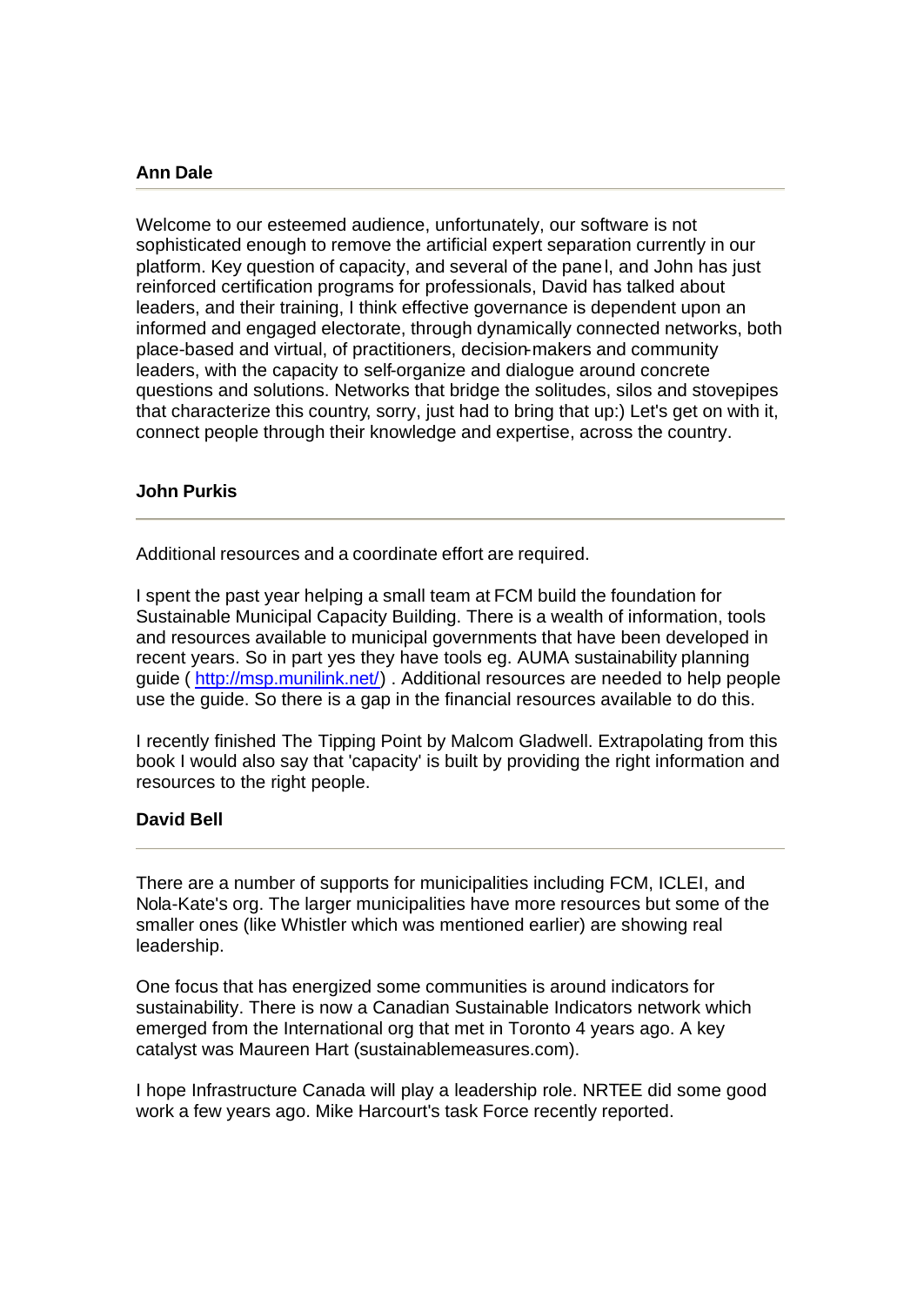**Ann Dale**

---

Welcome to our esteemed audience, unfortunately, our software is not sophisticated enough to remove the artificial expert separation currently in our platform. Key question of capacity, and several of the panel, and John has just reinforced certification programs for professionals, David has talked about leaders, and their training, I think effective governance is dependent upon an informed and engaged electorate, through dynamically connected networks, both place-based and virtual, of practitioners, decision-makers and community leaders, with the capacity to self-organize and dialogue around concrete questions and solutions. Networks that bridge the solitudes, silos and stovepipes that characterize this country, sorry, just had to bring that up:) Let's get on with it, connect people through their knowledge and expertise, across the country.

**John Purkis**

---

Additional resources and a coordinate effort are required.

I spent the past year helping a small team at FCM build the foundation for Sustainable Municipal Capacity Building. There is a wealth of information, tools and resources available to municipal governments that have been developed in recent years. So in part yes they have tools eg. AUMA sustainability planning guide ( http://msp.munilink.net/) . Additional resources are needed to help people use the guide. So there is a gap in the financial resources available to do this.

I recently finished The Tipping Point by Malcom Gladwell. Extrapolating from this book I would also say that 'capacity' is built by providing the right information and resources to the right people.

**David Bell**

---

There are a number of supports for municipalities including FCM, ICLEI, and Nola-Kate's org. The larger municipalities have more resources but some of the smaller ones (like Whistler which was mentioned earlier) are showing real leadership.

One focus that has energized some communities is around indicators for sustainability. There is now a Canadian Sustainable Indicators network which emerged from the International org that met in Toronto 4 years ago. A key catalyst was Maureen Hart (sustainablemeasures.com).

I hope Infrastructure Canada will play a leadership role. NRTEE did some good work a few years ago. Mike Harcourt's task Force recently reported.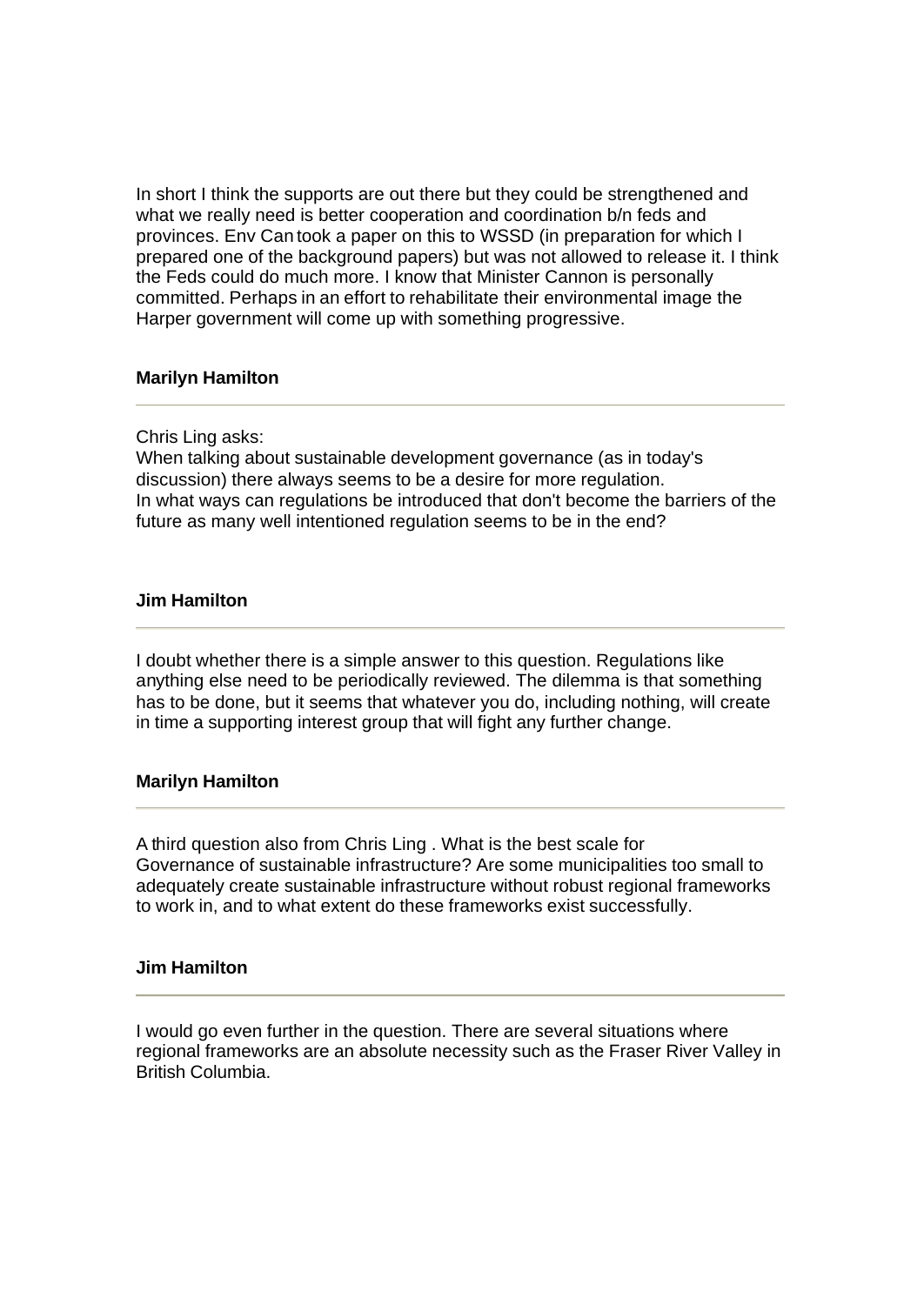In short I think the supports are out there but they could be strengthened and what we really need is better cooperation and coordination b/n feds and provinces. Env Can took a paper on this to WSSD (in preparation for which I prepared one of the background papers) but was not allowed to release it. I think the Feds could do much more. I know that Minister Cannon is personally committed. Perhaps in an effort to rehabilitate their environmental image the Harper government will come up with something progressive.

**Marilyn Hamilton**

---

Chris Ling asks:
When talking about sustainable development governance (as in today's discussion) there always seems to be a desire for more regulation.
In what ways can regulations be introduced that don't become the barriers of the future as many well intentioned regulation seems to be in the end?

**Jim Hamilton**

---

I doubt whether there is a simple answer to this question. Regulations like anything else need to be periodically reviewed. The dilemma is that something has to be done, but it seems that whatever you do, including nothing, will create in time a supporting interest group that will fight any further change.

**Marilyn Hamilton**

---

A third question also from Chris Ling . What is the best scale for Governance of sustainable infrastructure? Are some municipalities too small to adequately create sustainable infrastructure without robust regional frameworks to work in, and to what extent do these frameworks exist successfully.

**Jim Hamilton**

---

I would go even further in the question. There are several situations where regional frameworks are an absolute necessity such as the Fraser River Valley in British Columbia.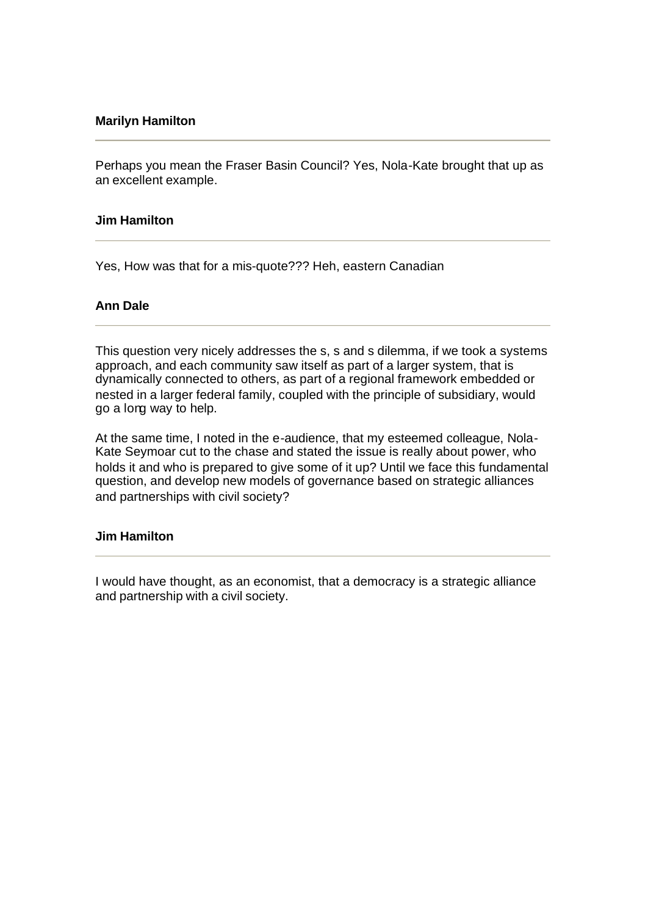**Marilyn Hamilton**

---

Perhaps you mean the Fraser Basin Council? Yes, Nola-Kate brought that up as an excellent example.

**Jim Hamilton**

---

Yes, How was that for a mis-quote??? Heh, eastern Canadian

**Ann Dale**

---

This question very nicely addresses the s, s and s dilemma, if we took a systems approach, and each community saw itself as part of a larger system, that is dynamically connected to others, as part of a regional framework embedded or nested in a larger federal family, coupled with the principle of subsidiary, would go a long way to help.

At the same time, I noted in the e-audience, that my esteemed colleague, Nola-Kate Seymoar cut to the chase and stated the issue is really about power, who holds it and who is prepared to give some of it up? Until we face this fundamental question, and develop new models of governance based on strategic alliances and partnerships with civil society?

**Jim Hamilton**

---

I would have thought, as an economist, that a democracy is a strategic alliance and partnership with a civil society.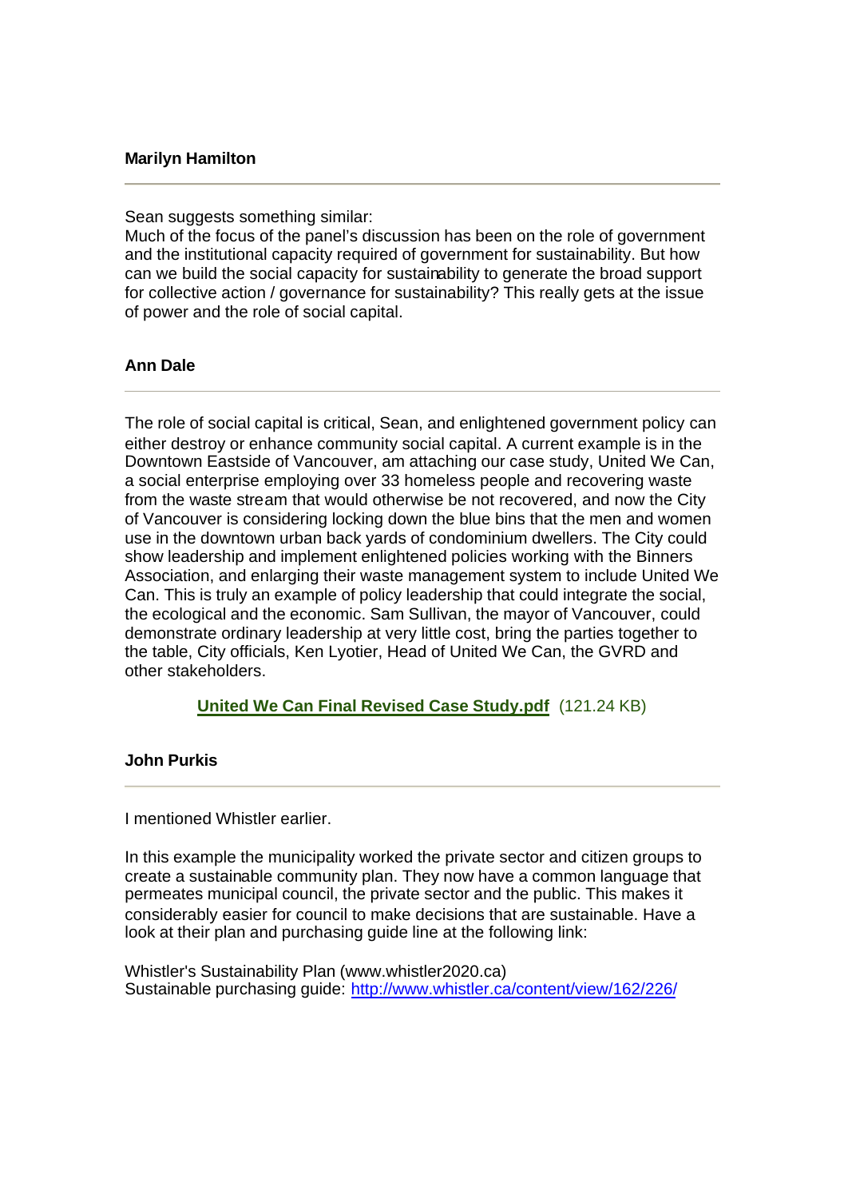**Marilyn Hamilton**

---

Sean suggests something similar:
Much of the focus of the panel's discussion has been on the role of government and the institutional capacity required of government for sustainability. But how can we build the social capacity for sustainability to generate the broad support for collective action / governance for sustainability? This really gets at the issue of power and the role of social capital.

**Ann Dale**

---

The role of social capital is critical, Sean, and enlightened government policy can either destroy or enhance community social capital. A current example is in the Downtown Eastside of Vancouver, am attaching our case study, United We Can, a social enterprise employing over 33 homeless people and recovering waste from the waste stream that would otherwise be not recovered, and now the City of Vancouver is considering locking down the blue bins that the men and women use in the downtown urban back yards of condominium dwellers. The City could show leadership and implement enlightened policies working with the Binners Association, and enlarging their waste management system to include United We Can. This is truly an example of policy leadership that could integrate the social, the ecological and the economic. Sam Sullivan, the mayor of Vancouver, could demonstrate ordinary leadership at very little cost, bring the parties together to the table, City officials, Ken Lyotier, Head of United We Can, the GVRD and other stakeholders.

**United We Can Final Revised Case Study.pdf** (121.24 KB)

**John Purkis**

---

I mentioned Whistler earlier.

In this example the municipality worked the private sector and citizen groups to create a sustainable community plan. They now have a common language that permeates municipal council, the private sector and the public. This makes it considerably easier for council to make decisions that are sustainable. Have a look at their plan and purchasing guide line at the following link:

Whistler's Sustainability Plan (www.whistler2020.ca)
Sustainable purchasing guide: http://www.whistler.ca/content/view/162/226/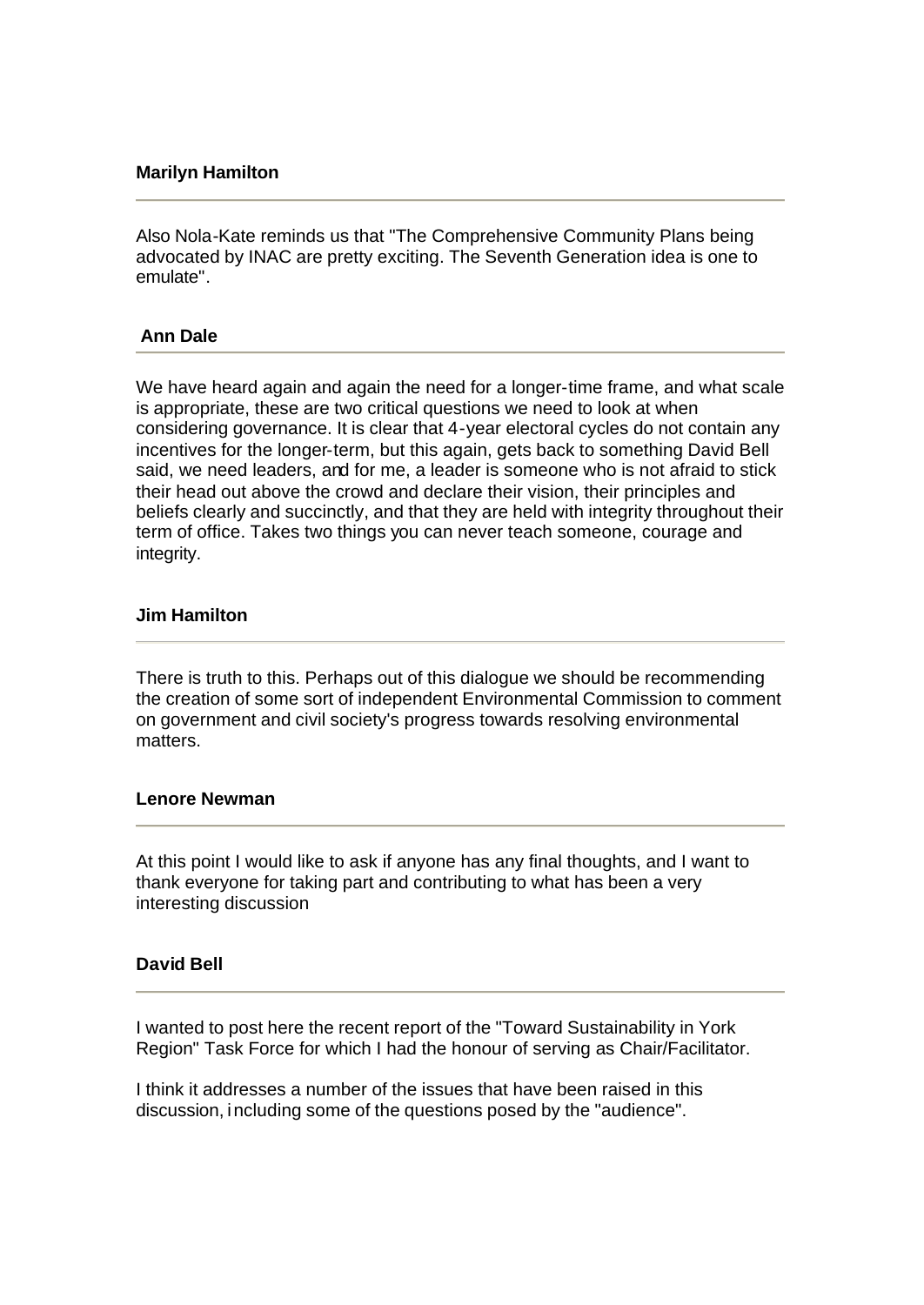**Marilyn Hamilton**

---

Also Nola-Kate reminds us that "The Comprehensive Community Plans being advocated by INAC are pretty exciting. The Seventh Generation idea is one to emulate".

**Ann Dale**

---

We have heard again and again the need for a longer-time frame, and what scale is appropriate, these are two critical questions we need to look at when considering governance. It is clear that 4-year electoral cycles do not contain any incentives for the longer-term, but this again, gets back to something David Bell said, we need leaders, and for me, a leader is someone who is not afraid to stick their head out above the crowd and declare their vision, their principles and beliefs clearly and succinctly, and that they are held with integrity throughout their term of office. Takes two things you can never teach someone, courage and integrity.

**Jim Hamilton**

---

There is truth to this. Perhaps out of this dialogue we should be recommending the creation of some sort of independent Environmental Commission to comment on government and civil society's progress towards resolving environmental matters.

**Lenore Newman**

---

At this point I would like to ask if anyone has any final thoughts, and I want to thank everyone for taking part and contributing to what has been a very interesting discussion

**David Bell**

---

I wanted to post here the recent report of the "Toward Sustainability in York Region" Task Force for which I had the honour of serving as Chair/Facilitator.

I think it addresses a number of the issues that have been raised in this discussion, including some of the questions posed by the "audience".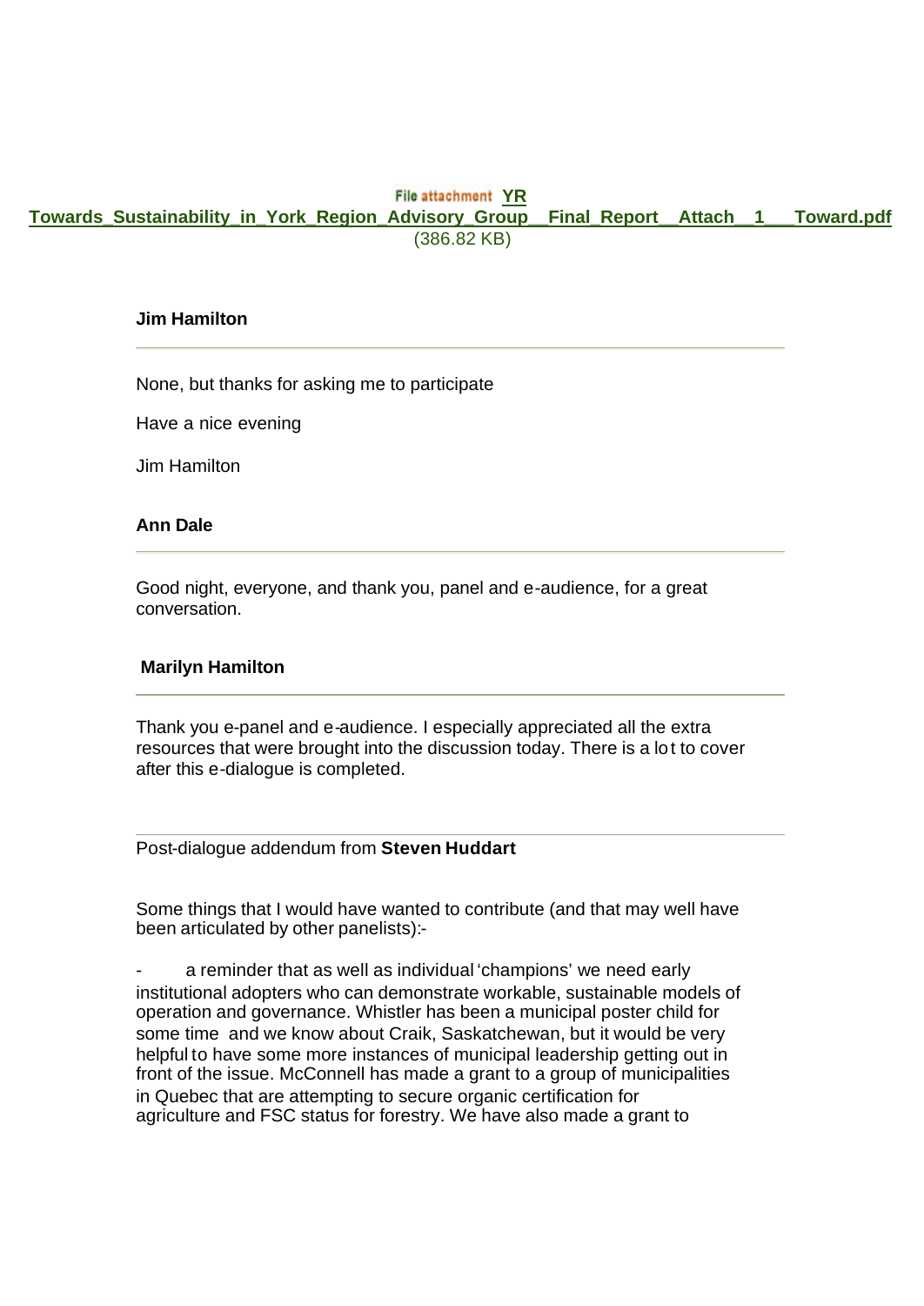File attachment **YR Towards_Sustainability_in_York_Region_Advisory_Group__Final_Report__Attach__1___Toward.pdf** (386.82 KB)

**Jim Hamilton**

---

None, but thanks for asking me to participate

Have a nice evening

Jim Hamilton

**Ann Dale**

---

Good night, everyone, and thank you, panel and e-audience, for a great conversation.

**Marilyn Hamilton**

---

Thank you e-panel and e-audience. I especially appreciated all the extra resources that were brought into the discussion today. There is a lot to cover after this e-dialogue is completed.

---

Post-dialogue addendum from **Steven Huddart**

Some things that I would have wanted to contribute (and that may well have been articulated by other panelists):-

- a reminder that as well as individual 'champions' we need early institutional adopters who can demonstrate workable, sustainable models of operation and governance. Whistler has been a municipal poster child for some time and we know about Craik, Saskatchewan, but it would be very helpful to have some more instances of municipal leadership getting out in front of the issue. McConnell has made a grant to a group of municipalities in Quebec that are attempting to secure organic certification for agriculture and FSC status for forestry. We have also made a grant to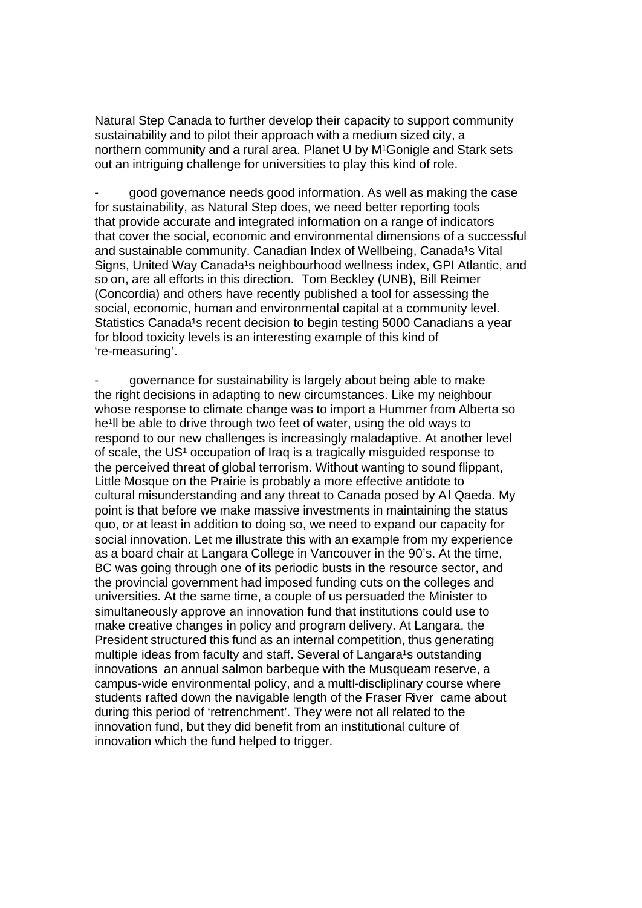Natural Step Canada to further develop their capacity to support community sustainability and to pilot their approach with a medium sized city, a northern community and a rural area. Planet U by M¹Gonigle and Stark sets out an intriguing challenge for universities to play this kind of role.

- good governance needs good information. As well as making the case for sustainability, as Natural Step does, we need better reporting tools that provide accurate and integrated information on a range of indicators that cover the social, economic and environmental dimensions of a successful and sustainable community. Canadian Index of Wellbeing, Canada¹s Vital Signs, United Way Canada¹s neighbourhood wellness index, GPI Atlantic, and so on, are all efforts in this direction. Tom Beckley (UNB), Bill Reimer (Concordia) and others have recently published a tool for assessing the social, economic, human and environmental capital at a community level. Statistics Canada¹s recent decision to begin testing 5000 Canadians a year for blood toxicity levels is an interesting example of this kind of 're-measuring'.

- governance for sustainability is largely about being able to make the right decisions in adapting to new circumstances. Like my neighbour whose response to climate change was to import a Hummer from Alberta so he¹ll be able to drive through two feet of water, using the old ways to respond to our new challenges is increasingly maladaptive. At another level of scale, the US¹ occupation of Iraq is a tragically misguided response to the perceived threat of global terrorism. Without wanting to sound flippant, Little Mosque on the Prairie is probably a more effective antidote to cultural misunderstanding and any threat to Canada posed by Al Qaeda. My point is that before we make massive investments in maintaining the status quo, or at least in addition to doing so, we need to expand our capacity for social innovation. Let me illustrate this with an example from my experience as a board chair at Langara College in Vancouver in the 90's. At the time, BC was going through one of its periodic busts in the resource sector, and the provincial government had imposed funding cuts on the colleges and universities. At the same time, a couple of us persuaded the Minister to simultaneously approve an innovation fund that institutions could use to make creative changes in policy and program delivery. At Langara, the President structured this fund as an internal competition, thus generating multiple ideas from faculty and staff. Several of Langara¹s outstanding innovations an annual salmon barbeque with the Musqueam reserve, a campus-wide environmental policy, and a multI-discliplinary course where students rafted down the navigable length of the Fraser River came about during this period of 'retrenchment'. They were not all related to the innovation fund, but they did benefit from an institutional culture of innovation which the fund helped to trigger.